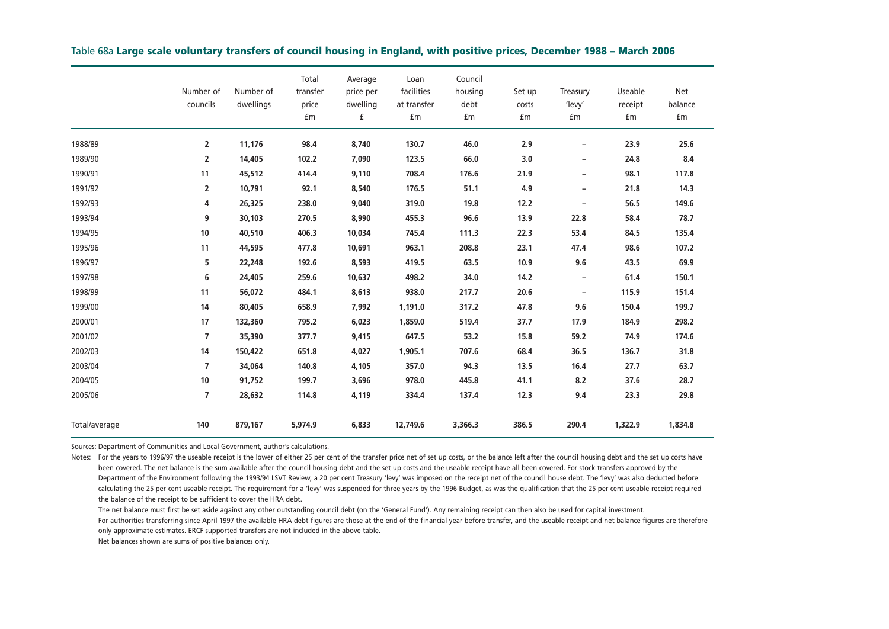Table 68a **Large scale voluntary transfers of council housing in England, with positive prices, December 1988 – March 2006**

| | Number of councils | Number of dwellings | Total transfer price £m | Average price per dwelling £ | Loan facilities at transfer £m | Council housing debt £m | Set up costs £m | Treasury 'levy' £m | Useable receipt £m | Net balance £m |
|---|---|---|---|---|---|---|---|---|---|---|
| 1988/89 | 2 | 11,176 | 98.4 | 8,740 | 130.7 | 46.0 | 2.9 | – | 23.9 | 25.6 |
| 1989/90 | 2 | 14,405 | 102.2 | 7,090 | 123.5 | 66.0 | 3.0 | – | 24.8 | 8.4 |
| 1990/91 | 11 | 45,512 | 414.4 | 9,110 | 708.4 | 176.6 | 21.9 | – | 98.1 | 117.8 |
| 1991/92 | 2 | 10,791 | 92.1 | 8,540 | 176.5 | 51.1 | 4.9 | – | 21.8 | 14.3 |
| 1992/93 | 4 | 26,325 | 238.0 | 9,040 | 319.0 | 19.8 | 12.2 | – | 56.5 | 149.6 |
| 1993/94 | 9 | 30,103 | 270.5 | 8,990 | 455.3 | 96.6 | 13.9 | 22.8 | 58.4 | 78.7 |
| 1994/95 | 10 | 40,510 | 406.3 | 10,034 | 745.4 | 111.3 | 22.3 | 53.4 | 84.5 | 135.4 |
| 1995/96 | 11 | 44,595 | 477.8 | 10,691 | 963.1 | 208.8 | 23.1 | 47.4 | 98.6 | 107.2 |
| 1996/97 | 5 | 22,248 | 192.6 | 8,593 | 419.5 | 63.5 | 10.9 | 9.6 | 43.5 | 69.9 |
| 1997/98 | 6 | 24,405 | 259.6 | 10,637 | 498.2 | 34.0 | 14.2 | – | 61.4 | 150.1 |
| 1998/99 | 11 | 56,072 | 484.1 | 8,613 | 938.0 | 217.7 | 20.6 | – | 115.9 | 151.4 |
| 1999/00 | 14 | 80,405 | 658.9 | 7,992 | 1,191.0 | 317.2 | 47.8 | 9.6 | 150.4 | 199.7 |
| 2000/01 | 17 | 132,360 | 795.2 | 6,023 | 1,859.0 | 519.4 | 37.7 | 17.9 | 184.9 | 298.2 |
| 2001/02 | 7 | 35,390 | 377.7 | 9,415 | 647.5 | 53.2 | 15.8 | 59.2 | 74.9 | 174.6 |
| 2002/03 | 14 | 150,422 | 651.8 | 4,027 | 1,905.1 | 707.6 | 68.4 | 36.5 | 136.7 | 31.8 |
| 2003/04 | 7 | 34,064 | 140.8 | 4,105 | 357.0 | 94.3 | 13.5 | 16.4 | 27.7 | 63.7 |
| 2004/05 | 10 | 91,752 | 199.7 | 3,696 | 978.0 | 445.8 | 41.1 | 8.2 | 37.6 | 28.7 |
| 2005/06 | 7 | 28,632 | 114.8 | 4,119 | 334.4 | 137.4 | 12.3 | 9.4 | 23.3 | 29.8 |
| Total/average | 140 | 879,167 | 5,974.9 | 6,833 | 12,749.6 | 3,366.3 | 386.5 | 290.4 | 1,322.9 | 1,834.8 |

Sources: Department of Communities and Local Government, author's calculations.

Notes: For the years to 1996/97 the useable receipt is the lower of either 25 per cent of the transfer price net of set up costs, or the balance left after the council housing debt and the set up costs have been covered. The net balance is the sum available after the council housing debt and the set up costs and the useable receipt have all been covered. For stock transfers approved by the Department of the Environment following the 1993/94 LSVT Review, a 20 per cent Treasury 'levy' was imposed on the receipt net of the council house debt. The 'levy' was also deducted before calculating the 25 per cent useable receipt. The requirement for a 'levy' was suspended for three years by the 1996 Budget, as was the qualification that the 25 per cent useable receipt required the balance of the receipt to be sufficient to cover the HRA debt.

The net balance must first be set aside against any other outstanding council debt (on the 'General Fund'). Any remaining receipt can then also be used for capital investment.

For authorities transferring since April 1997 the available HRA debt figures are those at the end of the financial year before transfer, and the useable receipt and net balance figures are therefore only approximate estimates. ERCF supported transfers are not included in the above table.

Net balances shown are sums of positive balances only.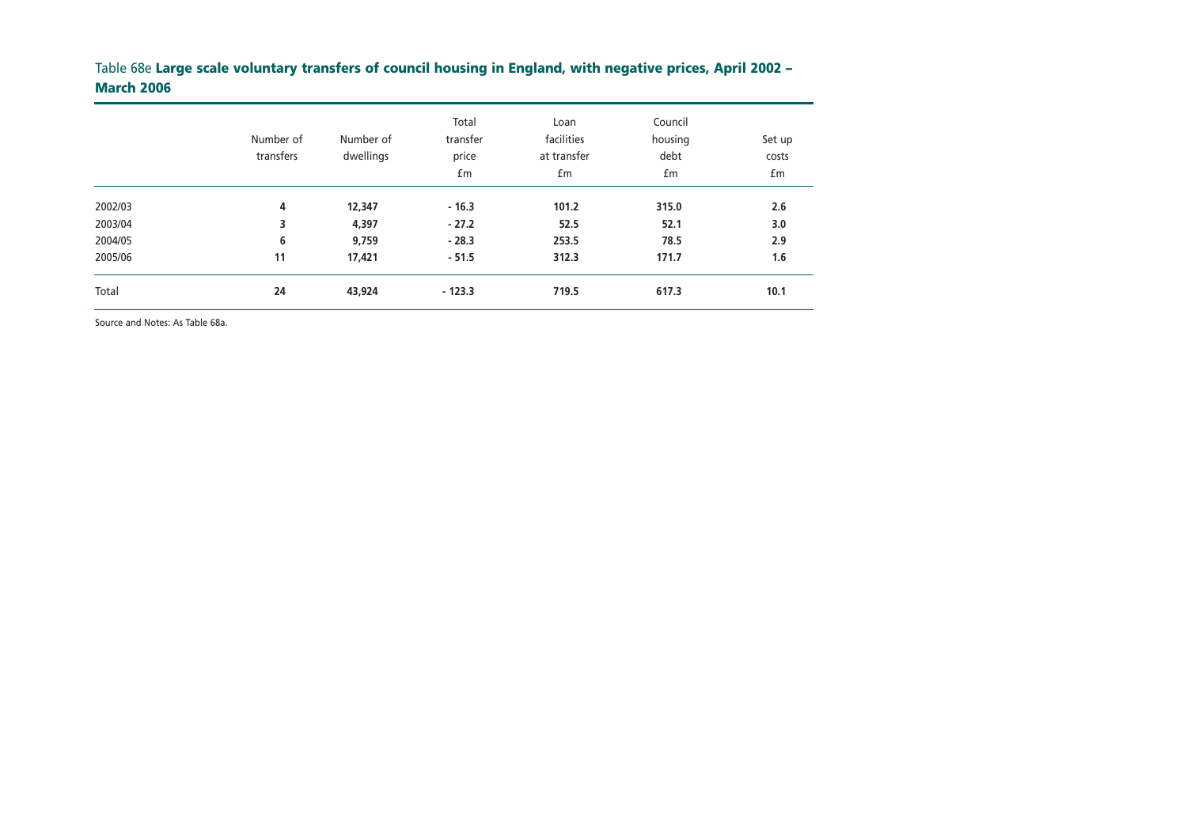Table 68e **Large scale voluntary transfers of council housing in England, with negative prices, April 2002 – March 2006**

| | Number of transfers | Number of dwellings | Total transfer price £m | Loan facilities at transfer £m | Council housing debt £m | Set up costs £m |
|---|---|---|---|---|---|---|
| 2002/03 | **4** | **12,347** | **- 16.3** | **101.2** | **315.0** | **2.6** |
| 2003/04 | **3** | **4,397** | **- 27.2** | **52.5** | **52.1** | **3.0** |
| 2004/05 | **6** | **9,759** | **- 28.3** | **253.5** | **78.5** | **2.9** |
| 2005/06 | **11** | **17,421** | **- 51.5** | **312.3** | **171.7** | **1.6** |
| Total | **24** | **43,924** | **- 123.3** | **719.5** | **617.3** | **10.1** |

Source and Notes: As Table 68a.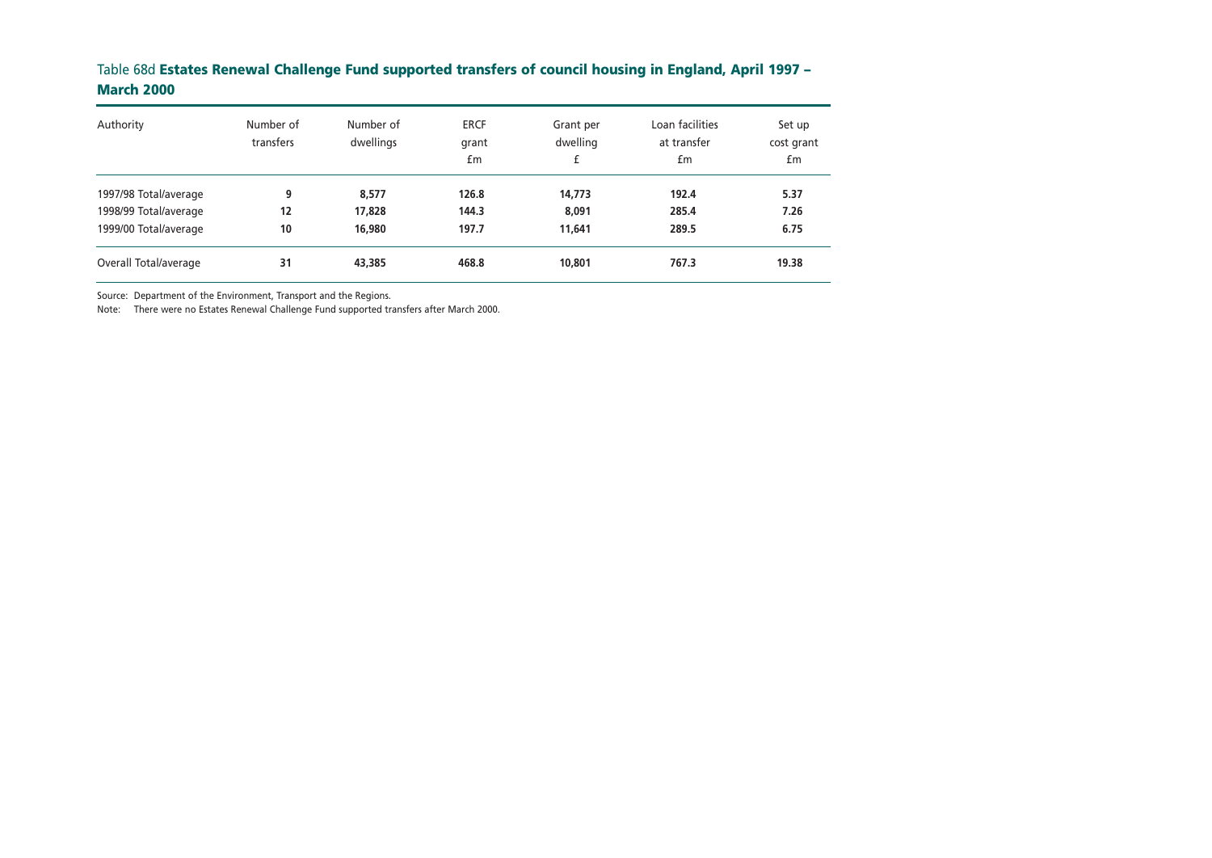Table 68d **Estates Renewal Challenge Fund supported transfers of council housing in England, April 1997 – March 2000**

| Authority | Number of transfers | Number of dwellings | ERCF grant £m | Grant per dwelling £ | Loan facilities at transfer £m | Set up cost grant £m |
|---|---|---|---|---|---|---|
| 1997/98 Total/average | **9** | **8,577** | **126.8** | **14,773** | **192.4** | **5.37** |
| 1998/99 Total/average | **12** | **17,828** | **144.3** | **8,091** | **285.4** | **7.26** |
| 1999/00 Total/average | **10** | **16,980** | **197.7** | **11,641** | **289.5** | **6.75** |
| Overall Total/average | **31** | **43,385** | **468.8** | **10,801** | **767.3** | **19.38** |

Source: Department of the Environment, Transport and the Regions.

Note: There were no Estates Renewal Challenge Fund supported transfers after March 2000.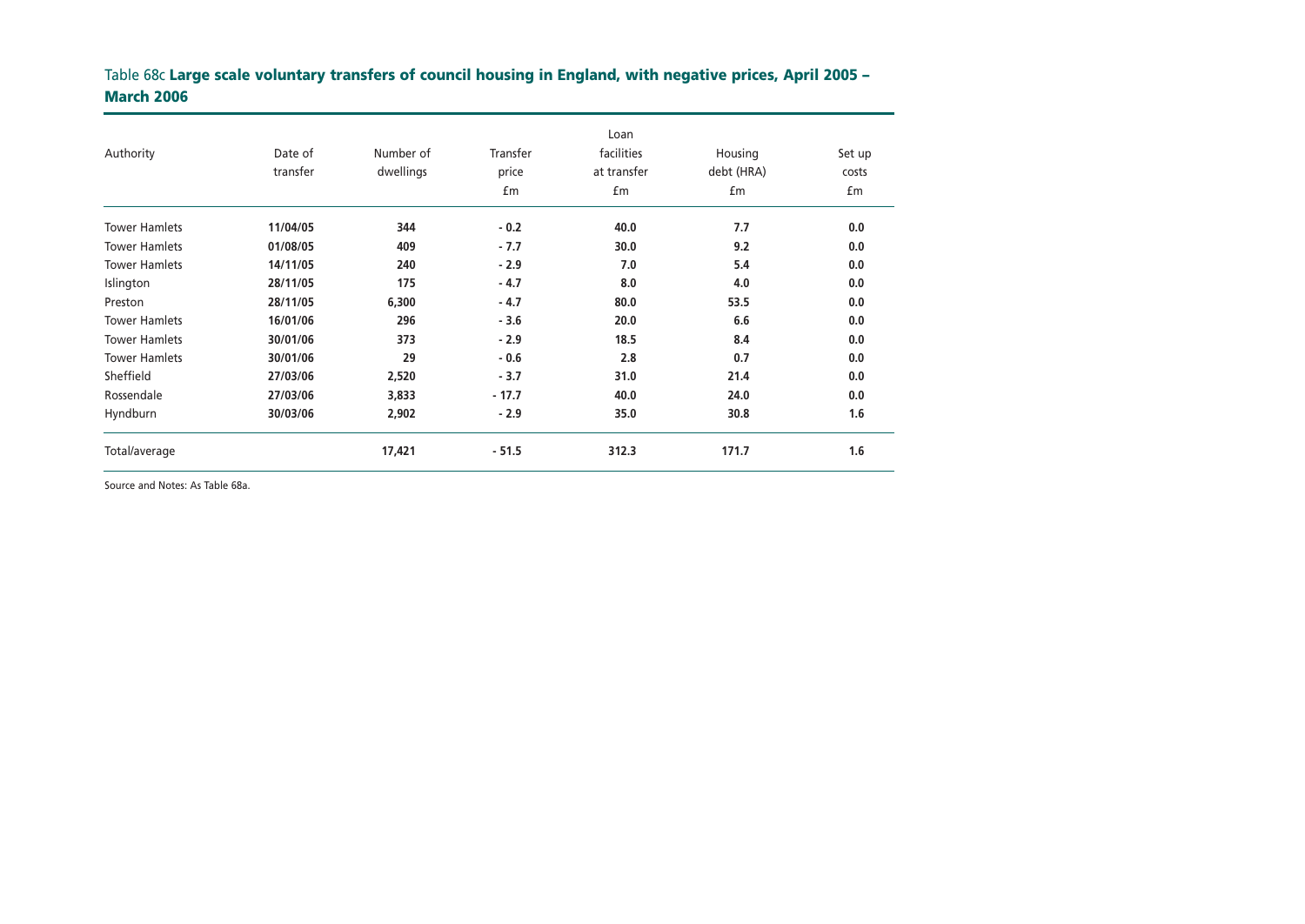Table 68c **Large scale voluntary transfers of council housing in England, with negative prices, April 2005 – March 2006**

| Authority | Date of transfer | Number of dwellings | Transfer price £m | Loan facilities at transfer £m | Housing debt (HRA) £m | Set up costs £m |
|---|---|---|---|---|---|---|
| Tower Hamlets | **11/04/05** | **344** | **- 0.2** | **40.0** | **7.7** | **0.0** |
| Tower Hamlets | **01/08/05** | **409** | **- 7.7** | **30.0** | **9.2** | **0.0** |
| Tower Hamlets | **14/11/05** | **240** | **- 2.9** | **7.0** | **5.4** | **0.0** |
| Islington | **28/11/05** | **175** | **- 4.7** | **8.0** | **4.0** | **0.0** |
| Preston | **28/11/05** | **6,300** | **- 4.7** | **80.0** | **53.5** | **0.0** |
| Tower Hamlets | **16/01/06** | **296** | **- 3.6** | **20.0** | **6.6** | **0.0** |
| Tower Hamlets | **30/01/06** | **373** | **- 2.9** | **18.5** | **8.4** | **0.0** |
| Tower Hamlets | **30/01/06** | **29** | **- 0.6** | **2.8** | **0.7** | **0.0** |
| Sheffield | **27/03/06** | **2,520** | **- 3.7** | **31.0** | **21.4** | **0.0** |
| Rossendale | **27/03/06** | **3,833** | **- 17.7** | **40.0** | **24.0** | **0.0** |
| Hyndburn | **30/03/06** | **2,902** | **- 2.9** | **35.0** | **30.8** | **1.6** |
| Total/average | | **17,421** | **- 51.5** | **312.3** | **171.7** | **1.6** |

Source and Notes: As Table 68a.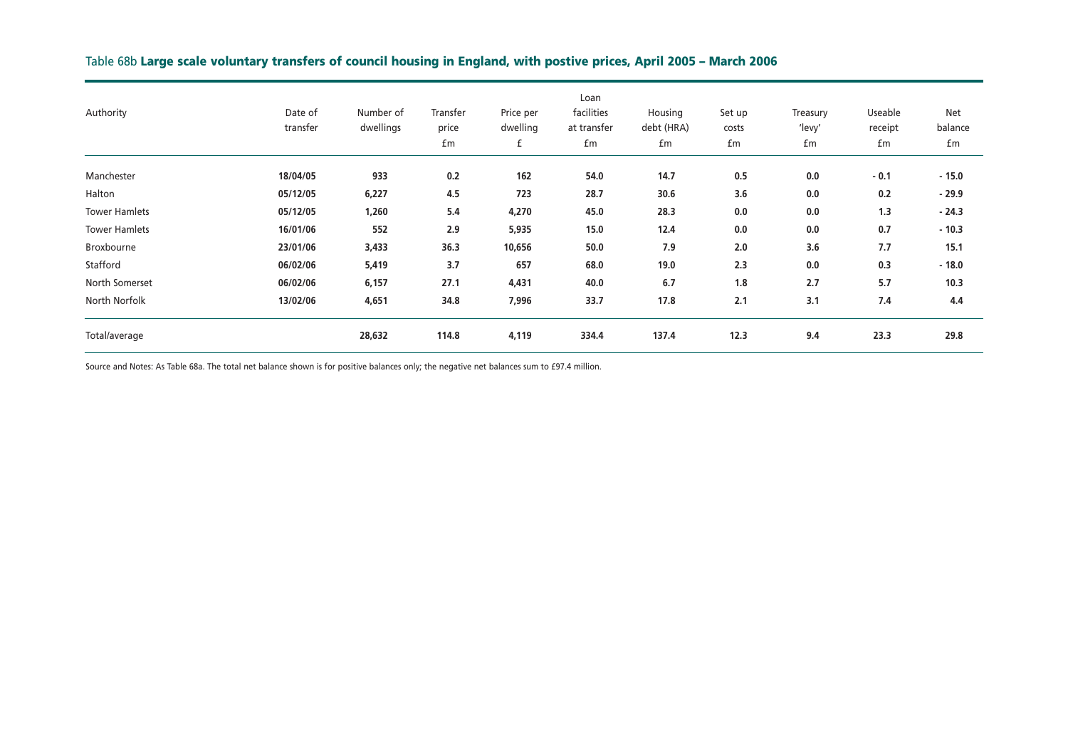Table 68b **Large scale voluntary transfers of council housing in England, with postive prices, April 2005 – March 2006**

| Authority | Date of transfer | Number of dwellings | Transfer price £m | Price per dwelling £ | Loan facilities at transfer £m | Housing debt (HRA) £m | Set up costs £m | Treasury 'levy' £m | Useable receipt £m | Net balance £m |
|---|---|---|---|---|---|---|---|---|---|---|
| Manchester | **18/04/05** | **933** | **0.2** | **162** | **54.0** | **14.7** | **0.5** | **0.0** | **- 0.1** | **- 15.0** |
| Halton | **05/12/05** | **6,227** | **4.5** | **723** | **28.7** | **30.6** | **3.6** | **0.0** | **0.2** | **- 29.9** |
| Tower Hamlets | **05/12/05** | **1,260** | **5.4** | **4,270** | **45.0** | **28.3** | **0.0** | **0.0** | **1.3** | **- 24.3** |
| Tower Hamlets | **16/01/06** | **552** | **2.9** | **5,935** | **15.0** | **12.4** | **0.0** | **0.0** | **0.7** | **- 10.3** |
| Broxbourne | **23/01/06** | **3,433** | **36.3** | **10,656** | **50.0** | **7.9** | **2.0** | **3.6** | **7.7** | **15.1** |
| Stafford | **06/02/06** | **5,419** | **3.7** | **657** | **68.0** | **19.0** | **2.3** | **0.0** | **0.3** | **- 18.0** |
| North Somerset | **06/02/06** | **6,157** | **27.1** | **4,431** | **40.0** | **6.7** | **1.8** | **2.7** | **5.7** | **10.3** |
| North Norfolk | **13/02/06** | **4,651** | **34.8** | **7,996** | **33.7** | **17.8** | **2.1** | **3.1** | **7.4** | **4.4** |
| Total/average | | **28,632** | **114.8** | **4,119** | **334.4** | **137.4** | **12.3** | **9.4** | **23.3** | **29.8** |

Source and Notes: As Table 68a. The total net balance shown is for positive balances only; the negative net balances sum to £97.4 million.